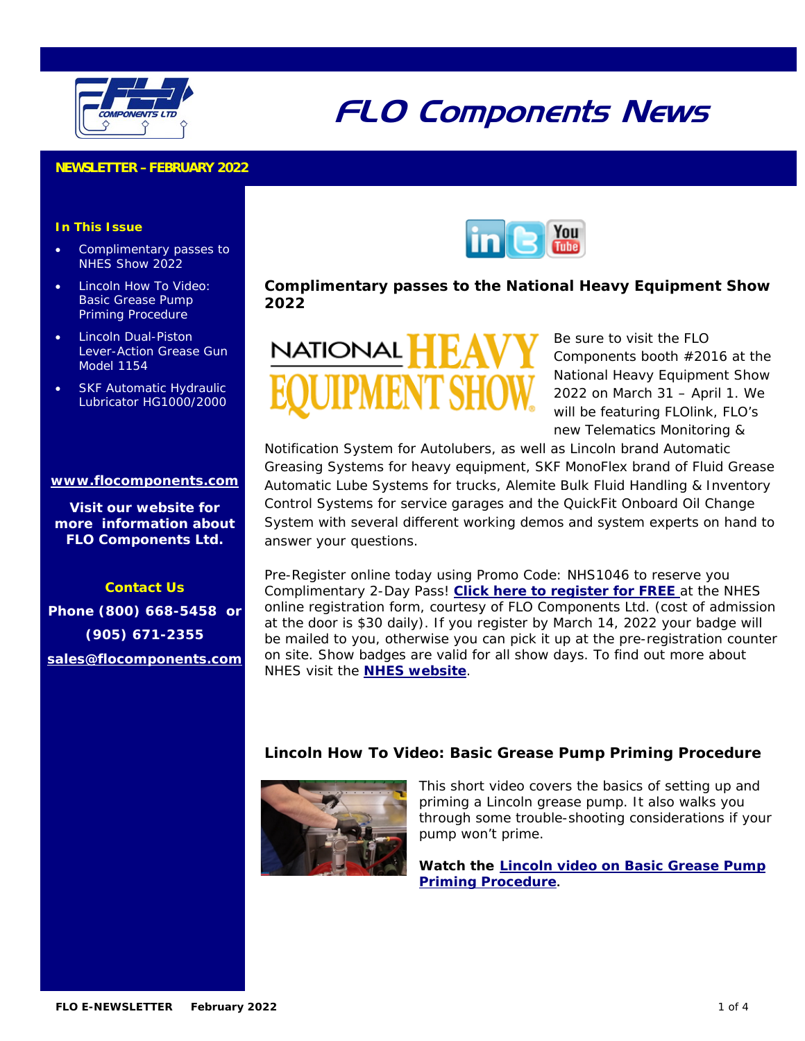# FLO Components News

**NEWSLETTER – FEBRUARY 2022**

**In This Issue**

- Complimentary passes to NHES Show 2022
- Lincoln How To Video: Basic Grease Pump Priming Procedure
- Lincoln Dual-Piston Lever-Action Grease Gun Model 1154
- SKF Automatic Hydraulic Lubricator HG1000/2000

**www.flocomponents.com**

**Visit our website for more information about FLO Components Ltd.**

**Contact Us**

**Phone (800) 668-5458 or (905) 671-2355**

**sales@flocomponents.com**

## Complimentary passes to the National Heavy Equipment Show 2022

Be sure to visit the FLO Components booth #2016 at the National Heavy Equipment Show 2022 on March 31 – April 1. We will be featuring FLOlink, FLO's new Telematics Monitoring & Notification System for Autolubers, as well as Lincoln brand Automatic Greasing Systems for heavy equipment, SKF MonoFlex brand of Fluid Grease Automatic Lube Systems for trucks, Alemite Bulk Fluid Handling & Inventory Control Systems for service garages and the QuickFit Onboard Oil Change System with several different working demos and system experts on hand to answer your questions.

Pre-Register online today using Promo Code: NHS1046 to reserve you Complimentary 2-Day Pass! **Click here to register for FREE** at the NHES online registration form, courtesy of FLO Components Ltd. (cost of admission at the door is $30 daily). If you register by March 14, 2022 your badge will be mailed to you, otherwise you can pick it up at the pre-registration counter on site. Show badges are valid for all show days. To find out more about NHES visit the **NHES website**.

## Lincoln How To Video: Basic Grease Pump Priming Procedure

This short video covers the basics of setting up and priming a Lincoln grease pump. It also walks you through some trouble-shooting considerations if your pump won't prime.

**Watch the Lincoln video on Basic Grease Pump Priming Procedure.**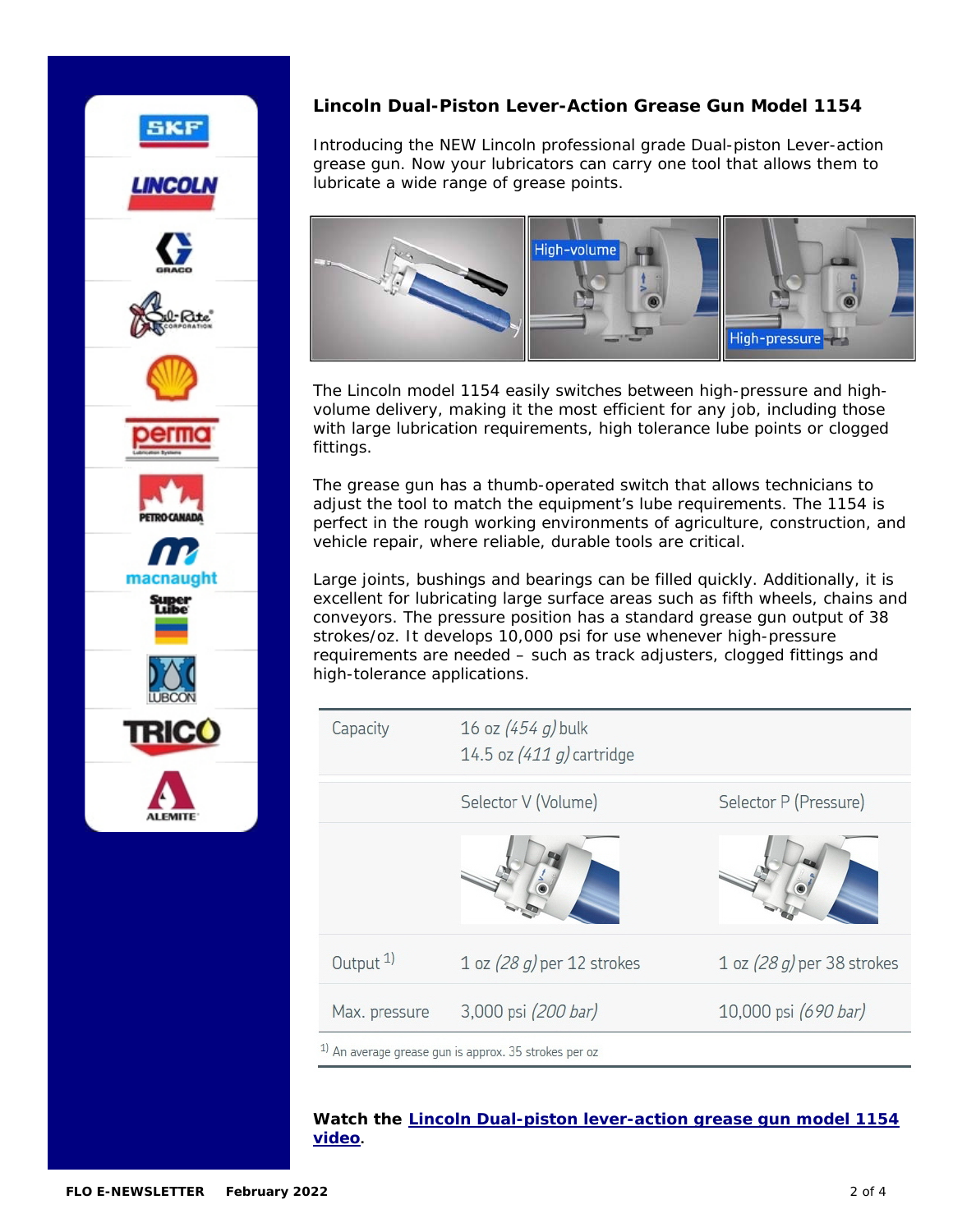## Lincoln Dual-Piston Lever-Action Grease Gun Model 1154

Introducing the NEW Lincoln professional grade Dual-piston Lever-action grease gun. Now your lubricators can carry one tool that allows them to lubricate a wide range of grease points.

High-volume

High-pressure

The Lincoln model 1154 easily switches between high-pressure and high-volume delivery, making it the most efficient for any job, including those with large lubrication requirements, high tolerance lube points or clogged fittings.

The grease gun has a thumb-operated switch that allows technicians to adjust the tool to match the equipment's lube requirements. The 1154 is perfect in the rough working environments of agriculture, construction, and vehicle repair, where reliable, durable tools are critical.

Large joints, bushings and bearings can be filled quickly. Additionally, it is excellent for lubricating large surface areas such as fifth wheels, chains and conveyors. The pressure position has a standard grease gun output of 38 strokes/oz. It develops 10,000 psi for use whenever high-pressure requirements are needed – such as track adjusters, clogged fittings and high-tolerance applications.

| | | |
|---|---|---|
| Capacity | 16 oz *(454 g)* bulk<br>14.5 oz *(411 g)* cartridge | |
| | Selector V (Volume) | Selector P (Pressure) |
| Output [1] | 1 oz *(28 g)* per 12 strokes | 1 oz *(28 g)* per 38 strokes |
| Max. pressure | 3,000 psi *(200 bar)* | 10,000 psi *(690 bar)* |

[1] An average grease gun is approx. 35 strokes per oz

**Watch the [Lincoln Dual-piston lever-action grease gun model 1154 video](#).**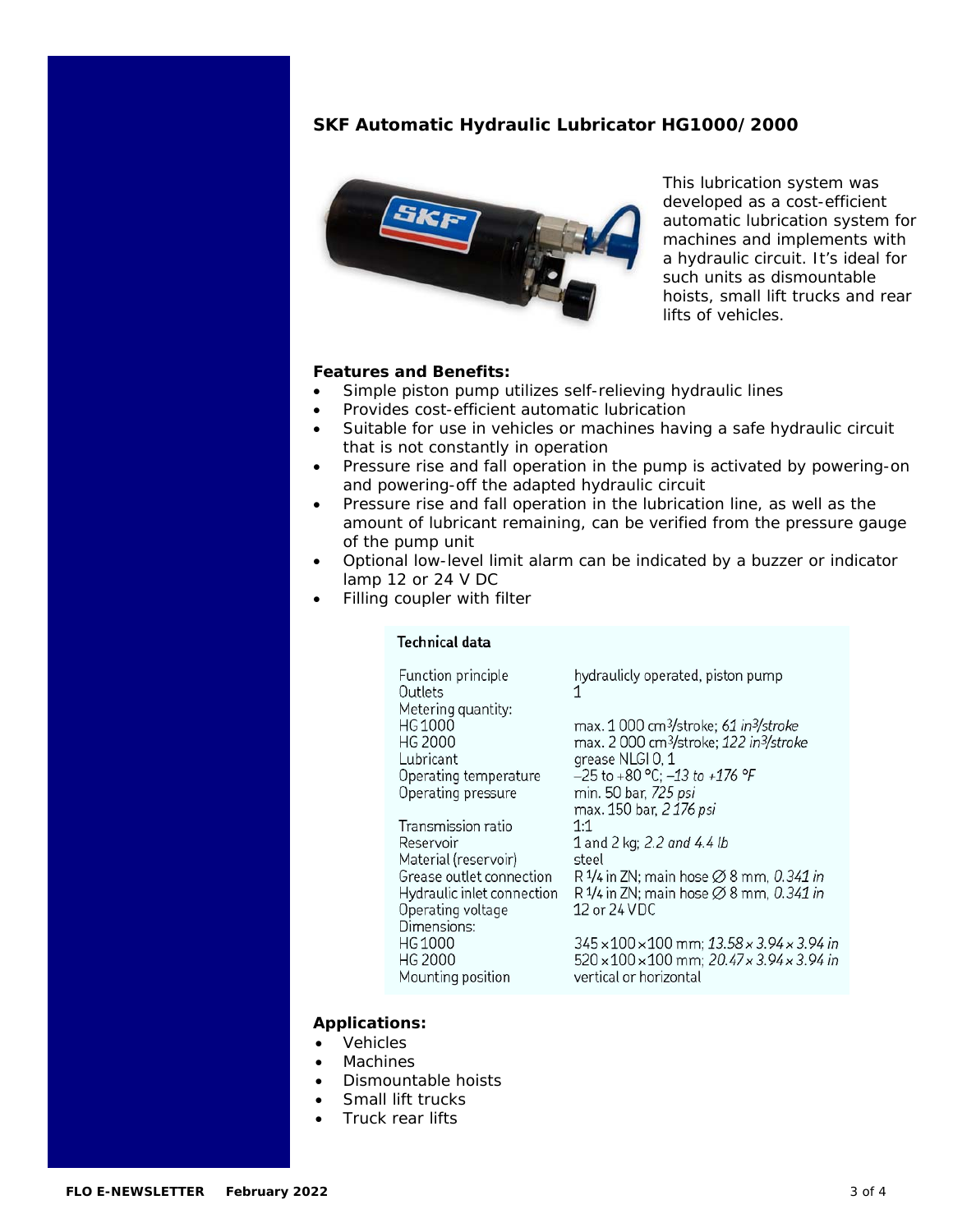## SKF Automatic Hydraulic Lubricator HG1000/2000

This lubrication system was developed as a cost-efficient automatic lubrication system for machines and implements with a hydraulic circuit. It's ideal for such units as dismountable hoists, small lift trucks and rear lifts of vehicles.

**Features and Benefits:**

- Simple piston pump utilizes self-relieving hydraulic lines
- Provides cost-efficient automatic lubrication
- Suitable for use in vehicles or machines having a safe hydraulic circuit that is not constantly in operation
- Pressure rise and fall operation in the pump is activated by powering-on and powering-off the adapted hydraulic circuit
- Pressure rise and fall operation in the lubrication line, as well as the amount of lubricant remaining, can be verified from the pressure gauge of the pump unit
- Optional low-level limit alarm can be indicated by a buzzer or indicator lamp 12 or 24 V DC
- Filling coupler with filter

**Technical data**

| | |
|---|---|
| Function principle | hydraulicly operated, piston pump |
| Outlets | 1 |
| Metering quantity: | |
| HG 1000 | max. 1 000 cm³/stroke; *61 in³/stroke* |
| HG 2000 | max. 2 000 cm³/stroke; *122 in³/stroke* |
| Lubricant | grease NLGI 0, 1 |
| Operating temperature | –25 to +80 °C; *–13 to +176 °F* |
| Operating pressure | min. 50 bar, *725 psi* <br> max. 150 bar, *2 176 psi* |
| Transmission ratio | 1:1 |
| Reservoir | 1 and 2 kg; *2.2 and 4.4 lb* |
| Material (reservoir) | steel |
| Grease outlet connection | R 1/4 in ZN; main hose ∅ 8 mm, *0.341 in* |
| Hydraulic inlet connection | R 1/4 in ZN; main hose ∅ 8 mm, *0.341 in* |
| Operating voltage | 12 or 24 VDC |
| Dimensions: | |
| HG 1000 | 345 × 100 × 100 mm; *13.58 × 3.94 × 3.94 in* |
| HG 2000 | 520 × 100 × 100 mm; *20.47 × 3.94 × 3.94 in* |
| Mounting position | vertical or horizontal |

**Applications:**

- Vehicles
- Machines
- Dismountable hoists
- Small lift trucks
- Truck rear lifts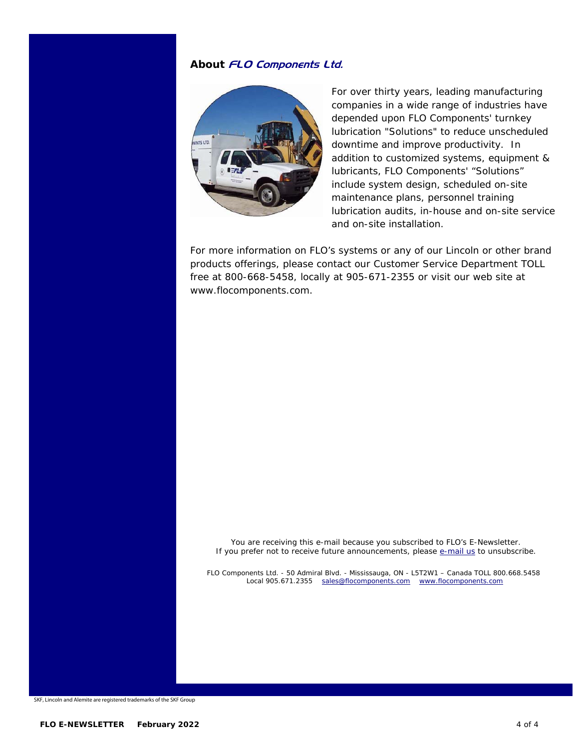## About *FLO Components Ltd.*

For over thirty years, leading manufacturing companies in a wide range of industries have depended upon FLO Components' turnkey lubrication "Solutions" to reduce unscheduled downtime and improve productivity. In addition to customized systems, equipment & lubricants, FLO Components' "Solutions" include system design, scheduled on-site maintenance plans, personnel training lubrication audits, in-house and on-site service and on-site installation.

For more information on FLO's systems or any of our Lincoln or other brand products offerings, please contact our Customer Service Department TOLL free at 800-668-5458, locally at 905-671-2355 or visit our web site at www.flocomponents.com.

You are receiving this e-mail because you subscribed to FLO's E-Newsletter.
If you prefer not to receive future announcements, please e-mail us to unsubscribe.

FLO Components Ltd. - 50 Admiral Blvd. - Mississauga, ON - L5T2W1 – Canada TOLL 800.668.5458
Local 905.671.2355 sales@flocomponents.com www.flocomponents.com

SKF, Lincoln and Alemite are registered trademarks of the SKF Group